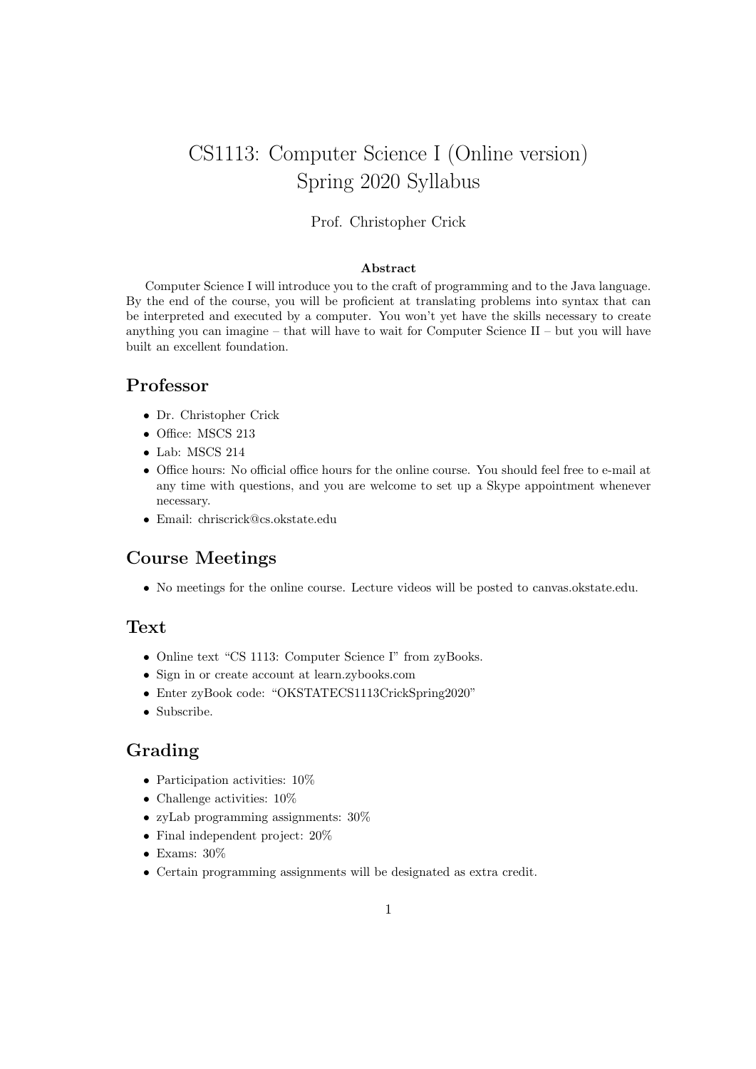# CS1113: Computer Science I (Online version)
# Spring 2020 Syllabus

Prof. Christopher Crick

**Abstract**

Computer Science I will introduce you to the craft of programming and to the Java language. By the end of the course, you will be proficient at translating problems into syntax that can be interpreted and executed by a computer. You won't yet have the skills necessary to create anything you can imagine – that will have to wait for Computer Science II – but you will have built an excellent foundation.

## Professor

- Dr. Christopher Crick
- Office: MSCS 213
- Lab: MSCS 214
- Office hours: No official office hours for the online course. You should feel free to e-mail at any time with questions, and you are welcome to set up a Skype appointment whenever necessary.
- Email: chriscrick@cs.okstate.edu

## Course Meetings

- No meetings for the online course. Lecture videos will be posted to canvas.okstate.edu.

## Text

- Online text "CS 1113: Computer Science I" from zyBooks.
- Sign in or create account at learn.zybooks.com
- Enter zyBook code: "OKSTATECS1113CrickSpring2020"
- Subscribe.

## Grading

- Participation activities: 10%
- Challenge activities: 10%
- zyLab programming assignments: 30%
- Final independent project: 20%
- Exams: 30%
- Certain programming assignments will be designated as extra credit.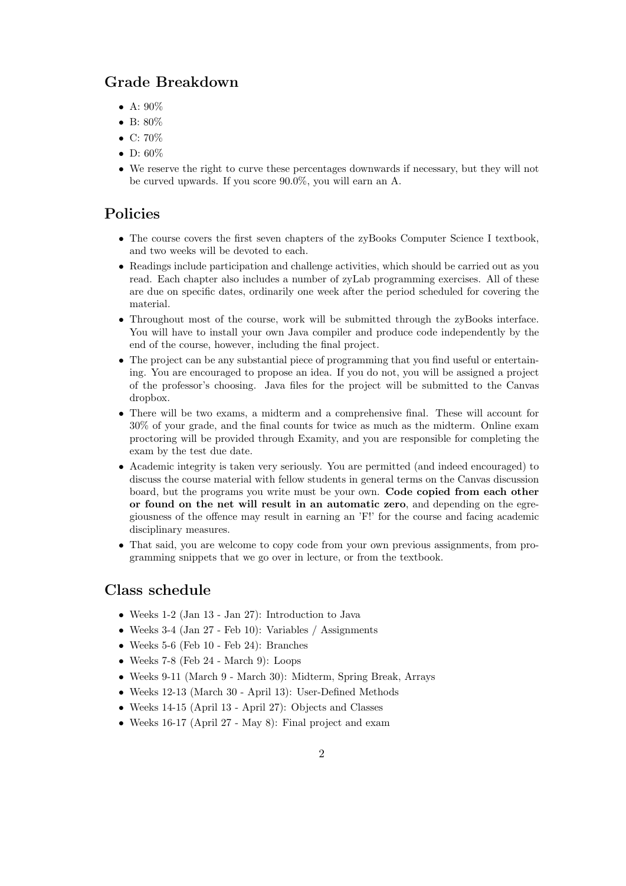## Grade Breakdown

- A: 90%
- B: 80%
- C: 70%
- D: 60%
- We reserve the right to curve these percentages downwards if necessary, but they will not be curved upwards. If you score 90.0%, you will earn an A.

## Policies

- The course covers the first seven chapters of the zyBooks Computer Science I textbook, and two weeks will be devoted to each.
- Readings include participation and challenge activities, which should be carried out as you read. Each chapter also includes a number of zyLab programming exercises. All of these are due on specific dates, ordinarily one week after the period scheduled for covering the material.
- Throughout most of the course, work will be submitted through the zyBooks interface. You will have to install your own Java compiler and produce code independently by the end of the course, however, including the final project.
- The project can be any substantial piece of programming that you find useful or entertaining. You are encouraged to propose an idea. If you do not, you will be assigned a project of the professor's choosing. Java files for the project will be submitted to the Canvas dropbox.
- There will be two exams, a midterm and a comprehensive final. These will account for 30% of your grade, and the final counts for twice as much as the midterm. Online exam proctoring will be provided through Examity, and you are responsible for completing the exam by the test due date.
- Academic integrity is taken very seriously. You are permitted (and indeed encouraged) to discuss the course material with fellow students in general terms on the Canvas discussion board, but the programs you write must be your own. **Code copied from each other or found on the net will result in an automatic zero**, and depending on the egregiousness of the offence may result in earning an 'F!' for the course and facing academic disciplinary measures.
- That said, you are welcome to copy code from your own previous assignments, from programming snippets that we go over in lecture, or from the textbook.

## Class schedule

- Weeks 1-2 (Jan 13 - Jan 27): Introduction to Java
- Weeks 3-4 (Jan 27 - Feb 10): Variables / Assignments
- Weeks 5-6 (Feb 10 - Feb 24): Branches
- Weeks 7-8 (Feb 24 - March 9): Loops
- Weeks 9-11 (March 9 - March 30): Midterm, Spring Break, Arrays
- Weeks 12-13 (March 30 - April 13): User-Defined Methods
- Weeks 14-15 (April 13 - April 27): Objects and Classes
- Weeks 16-17 (April 27 - May 8): Final project and exam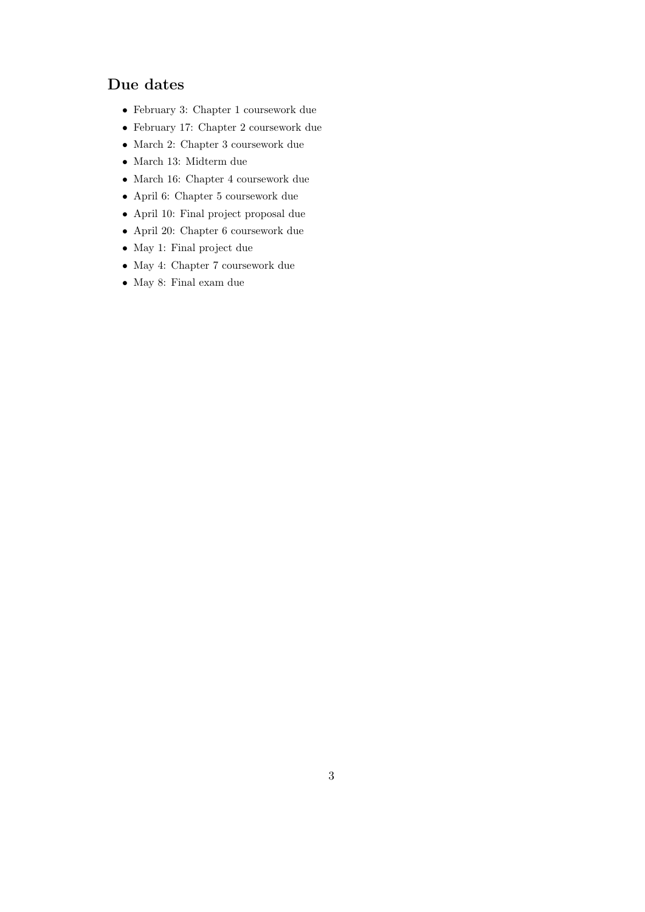## Due dates

- February 3: Chapter 1 coursework due
- February 17: Chapter 2 coursework due
- March 2: Chapter 3 coursework due
- March 13: Midterm due
- March 16: Chapter 4 coursework due
- April 6: Chapter 5 coursework due
- April 10: Final project proposal due
- April 20: Chapter 6 coursework due
- May 1: Final project due
- May 4: Chapter 7 coursework due
- May 8: Final exam due